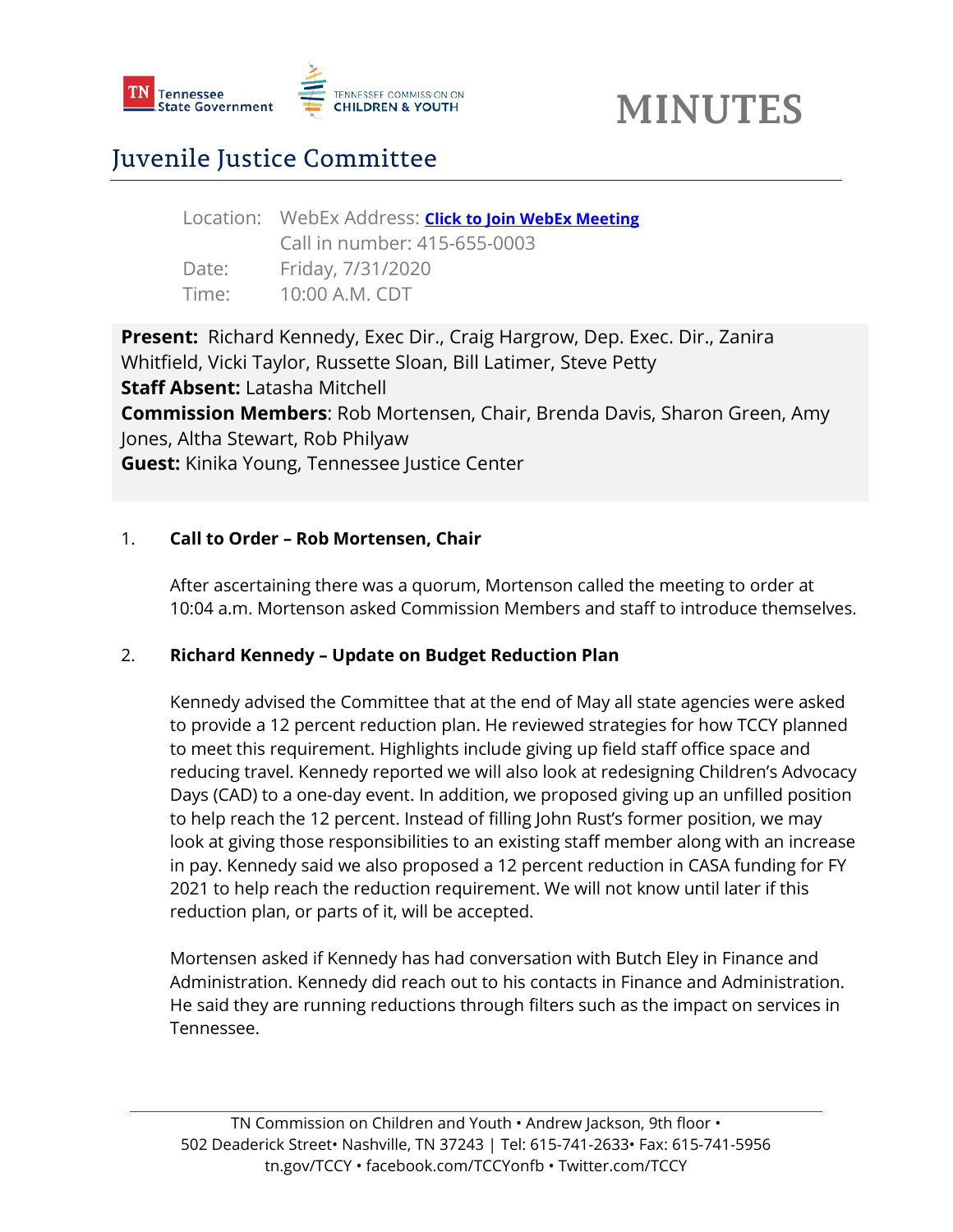# MINUTES

## Juvenile Justice Committee

Location: WebEx Address: **Click to Join WebEx Meeting**
Call in number: 415-655-0003
Date: Friday, 7/31/2020
Time: 10:00 A.M. CDT

**Present:** Richard Kennedy, Exec Dir., Craig Hargrow, Dep. Exec. Dir., Zanira Whitfield, Vicki Taylor, Russette Sloan, Bill Latimer, Steve Petty
**Staff Absent:** Latasha Mitchell
**Commission Members**: Rob Mortensen, Chair, Brenda Davis, Sharon Green, Amy Jones, Altha Stewart, Rob Philyaw
**Guest:** Kinika Young, Tennessee Justice Center

1. **Call to Order – Rob Mortensen, Chair**

   After ascertaining there was a quorum, Mortenson called the meeting to order at 10:04 a.m. Mortenson asked Commission Members and staff to introduce themselves.

2. **Richard Kennedy – Update on Budget Reduction Plan**

   Kennedy advised the Committee that at the end of May all state agencies were asked to provide a 12 percent reduction plan. He reviewed strategies for how TCCY planned to meet this requirement. Highlights include giving up field staff office space and reducing travel. Kennedy reported we will also look at redesigning Children's Advocacy Days (CAD) to a one-day event. In addition, we proposed giving up an unfilled position to help reach the 12 percent. Instead of filling John Rust's former position, we may look at giving those responsibilities to an existing staff member along with an increase in pay. Kennedy said we also proposed a 12 percent reduction in CASA funding for FY 2021 to help reach the reduction requirement. We will not know until later if this reduction plan, or parts of it, will be accepted.

   Mortensen asked if Kennedy has had conversation with Butch Eley in Finance and Administration. Kennedy did reach out to his contacts in Finance and Administration. He said they are running reductions through filters such as the impact on services in Tennessee.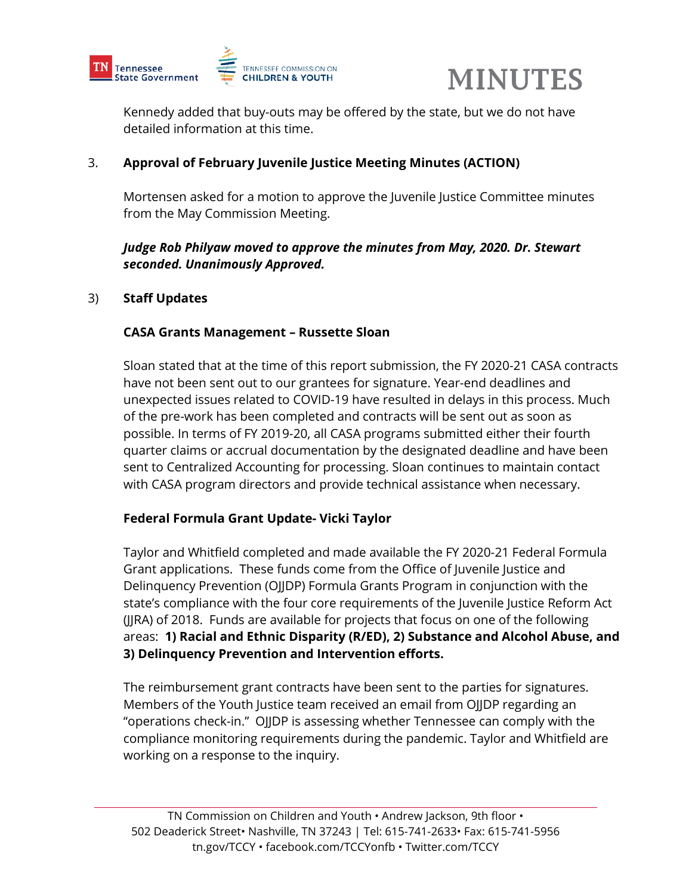Kennedy added that buy-outs may be offered by the state, but we do not have detailed information at this time.

3. **Approval of February Juvenile Justice Meeting Minutes (ACTION)**

Mortensen asked for a motion to approve the Juvenile Justice Committee minutes from the May Commission Meeting.

***Judge Rob Philyaw moved to approve the minutes from May, 2020. Dr. Stewart seconded. Unanimously Approved.***

3) **Staff Updates**

**CASA Grants Management – Russette Sloan**

Sloan stated that at the time of this report submission, the FY 2020-21 CASA contracts have not been sent out to our grantees for signature. Year-end deadlines and unexpected issues related to COVID-19 have resulted in delays in this process. Much of the pre-work has been completed and contracts will be sent out as soon as possible. In terms of FY 2019-20, all CASA programs submitted either their fourth quarter claims or accrual documentation by the designated deadline and have been sent to Centralized Accounting for processing. Sloan continues to maintain contact with CASA program directors and provide technical assistance when necessary.

**Federal Formula Grant Update- Vicki Taylor**

Taylor and Whitfield completed and made available the FY 2020-21 Federal Formula Grant applications. These funds come from the Office of Juvenile Justice and Delinquency Prevention (OJJDP) Formula Grants Program in conjunction with the state's compliance with the four core requirements of the Juvenile Justice Reform Act (JJRA) of 2018. Funds are available for projects that focus on one of the following areas: **1) Racial and Ethnic Disparity (R/ED), 2) Substance and Alcohol Abuse, and 3) Delinquency Prevention and Intervention efforts.**

The reimbursement grant contracts have been sent to the parties for signatures. Members of the Youth Justice team received an email from OJJDP regarding an "operations check-in." OJJDP is assessing whether Tennessee can comply with the compliance monitoring requirements during the pandemic. Taylor and Whitfield are working on a response to the inquiry.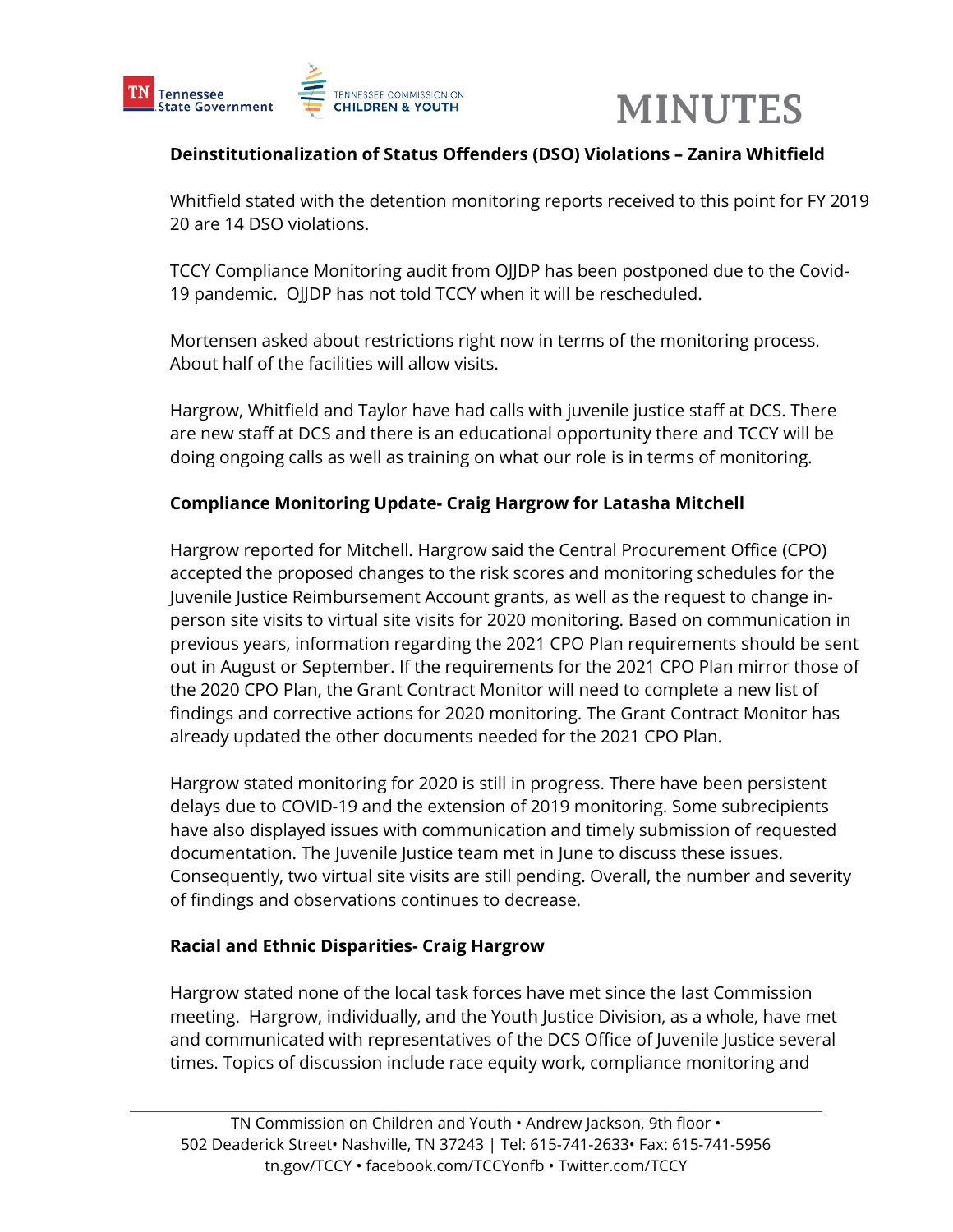**Deinstitutionalization of Status Offenders (DSO) Violations – Zanira Whitfield**

Whitfield stated with the detention monitoring reports received to this point for FY 2019 20 are 14 DSO violations.

TCCY Compliance Monitoring audit from OJJDP has been postponed due to the Covid-19 pandemic. OJJDP has not told TCCY when it will be rescheduled.

Mortensen asked about restrictions right now in terms of the monitoring process. About half of the facilities will allow visits.

Hargrow, Whitfield and Taylor have had calls with juvenile justice staff at DCS. There are new staff at DCS and there is an educational opportunity there and TCCY will be doing ongoing calls as well as training on what our role is in terms of monitoring.

**Compliance Monitoring Update- Craig Hargrow for Latasha Mitchell**

Hargrow reported for Mitchell. Hargrow said the Central Procurement Office (CPO) accepted the proposed changes to the risk scores and monitoring schedules for the Juvenile Justice Reimbursement Account grants, as well as the request to change in-person site visits to virtual site visits for 2020 monitoring. Based on communication in previous years, information regarding the 2021 CPO Plan requirements should be sent out in August or September. If the requirements for the 2021 CPO Plan mirror those of the 2020 CPO Plan, the Grant Contract Monitor will need to complete a new list of findings and corrective actions for 2020 monitoring. The Grant Contract Monitor has already updated the other documents needed for the 2021 CPO Plan.

Hargrow stated monitoring for 2020 is still in progress. There have been persistent delays due to COVID-19 and the extension of 2019 monitoring. Some subrecipients have also displayed issues with communication and timely submission of requested documentation. The Juvenile Justice team met in June to discuss these issues. Consequently, two virtual site visits are still pending. Overall, the number and severity of findings and observations continues to decrease.

**Racial and Ethnic Disparities- Craig Hargrow**

Hargrow stated none of the local task forces have met since the last Commission meeting. Hargrow, individually, and the Youth Justice Division, as a whole, have met and communicated with representatives of the DCS Office of Juvenile Justice several times. Topics of discussion include race equity work, compliance monitoring and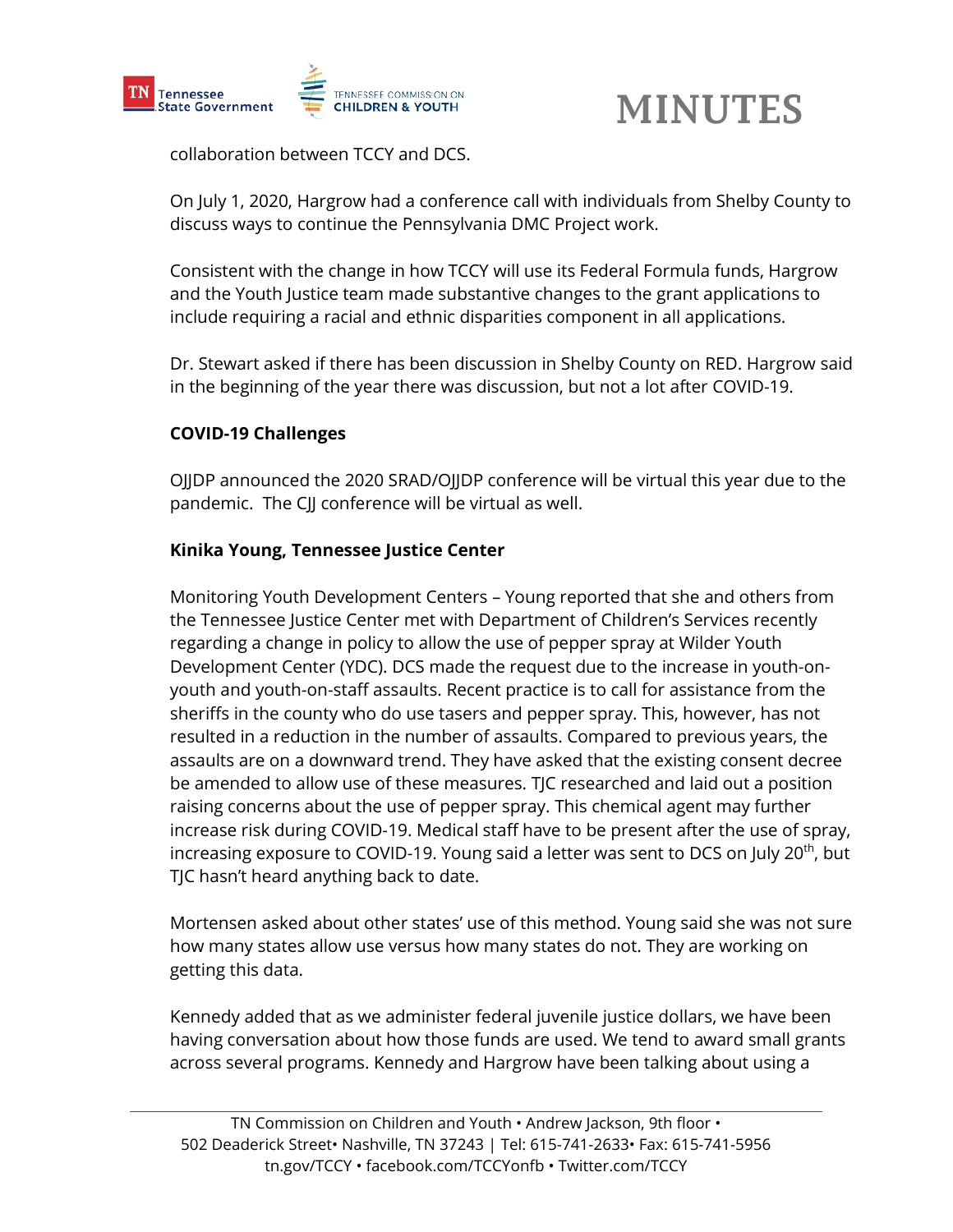collaboration between TCCY and DCS.

On July 1, 2020, Hargrow had a conference call with individuals from Shelby County to discuss ways to continue the Pennsylvania DMC Project work.

Consistent with the change in how TCCY will use its Federal Formula funds, Hargrow and the Youth Justice team made substantive changes to the grant applications to include requiring a racial and ethnic disparities component in all applications.

Dr. Stewart asked if there has been discussion in Shelby County on RED. Hargrow said in the beginning of the year there was discussion, but not a lot after COVID-19.

**COVID-19 Challenges**

OJJDP announced the 2020 SRAD/OJJDP conference will be virtual this year due to the pandemic. The CJJ conference will be virtual as well.

**Kinika Young, Tennessee Justice Center**

Monitoring Youth Development Centers – Young reported that she and others from the Tennessee Justice Center met with Department of Children's Services recently regarding a change in policy to allow the use of pepper spray at Wilder Youth Development Center (YDC). DCS made the request due to the increase in youth-on-youth and youth-on-staff assaults. Recent practice is to call for assistance from the sheriffs in the county who do use tasers and pepper spray. This, however, has not resulted in a reduction in the number of assaults. Compared to previous years, the assaults are on a downward trend. They have asked that the existing consent decree be amended to allow use of these measures. TJC researched and laid out a position raising concerns about the use of pepper spray. This chemical agent may further increase risk during COVID-19. Medical staff have to be present after the use of spray, increasing exposure to COVID-19. Young said a letter was sent to DCS on July 20th, but TJC hasn't heard anything back to date.

Mortensen asked about other states' use of this method. Young said she was not sure how many states allow use versus how many states do not. They are working on getting this data.

Kennedy added that as we administer federal juvenile justice dollars, we have been having conversation about how those funds are used. We tend to award small grants across several programs. Kennedy and Hargrow have been talking about using a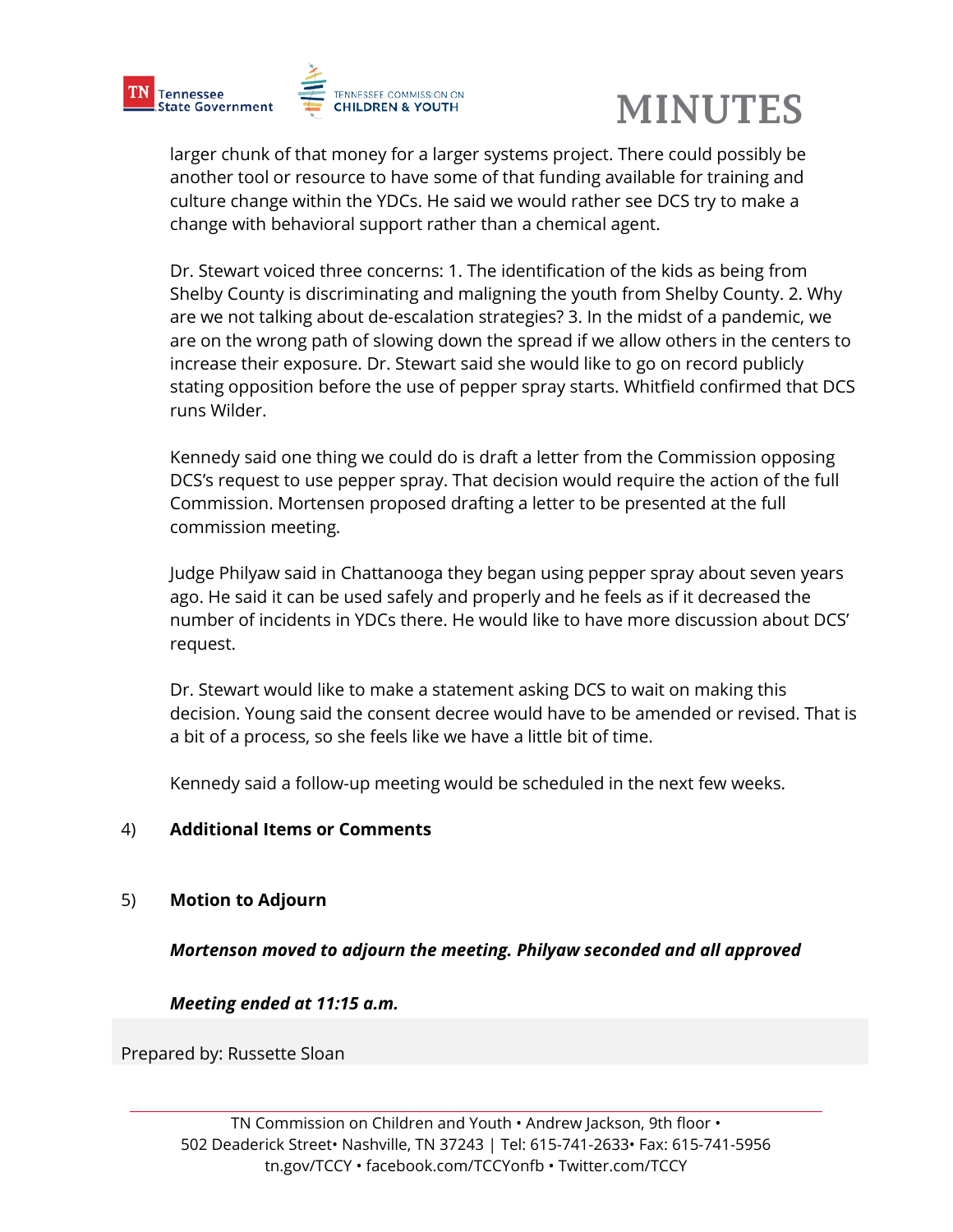larger chunk of that money for a larger systems project. There could possibly be another tool or resource to have some of that funding available for training and culture change within the YDCs. He said we would rather see DCS try to make a change with behavioral support rather than a chemical agent.

Dr. Stewart voiced three concerns: 1. The identification of the kids as being from Shelby County is discriminating and maligning the youth from Shelby County. 2. Why are we not talking about de-escalation strategies? 3. In the midst of a pandemic, we are on the wrong path of slowing down the spread if we allow others in the centers to increase their exposure. Dr. Stewart said she would like to go on record publicly stating opposition before the use of pepper spray starts. Whitfield confirmed that DCS runs Wilder.

Kennedy said one thing we could do is draft a letter from the Commission opposing DCS's request to use pepper spray. That decision would require the action of the full Commission. Mortensen proposed drafting a letter to be presented at the full commission meeting.

Judge Philyaw said in Chattanooga they began using pepper spray about seven years ago. He said it can be used safely and properly and he feels as if it decreased the number of incidents in YDCs there. He would like to have more discussion about DCS' request.

Dr. Stewart would like to make a statement asking DCS to wait on making this decision. Young said the consent decree would have to be amended or revised. That is a bit of a process, so she feels like we have a little bit of time.

Kennedy said a follow-up meeting would be scheduled in the next few weeks.

4) **Additional Items or Comments**

5) **Motion to Adjourn**

***Mortenson moved to adjourn the meeting. Philyaw seconded and all approved***

***Meeting ended at 11:15 a.m.***

Prepared by: Russette Sloan

TN Commission on Children and Youth • Andrew Jackson, 9th floor • 502 Deaderick Street• Nashville, TN 37243 | Tel: 615-741-2633• Fax: 615-741-5956
tn.gov/TCCY • facebook.com/TCCYonfb • Twitter.com/TCCY